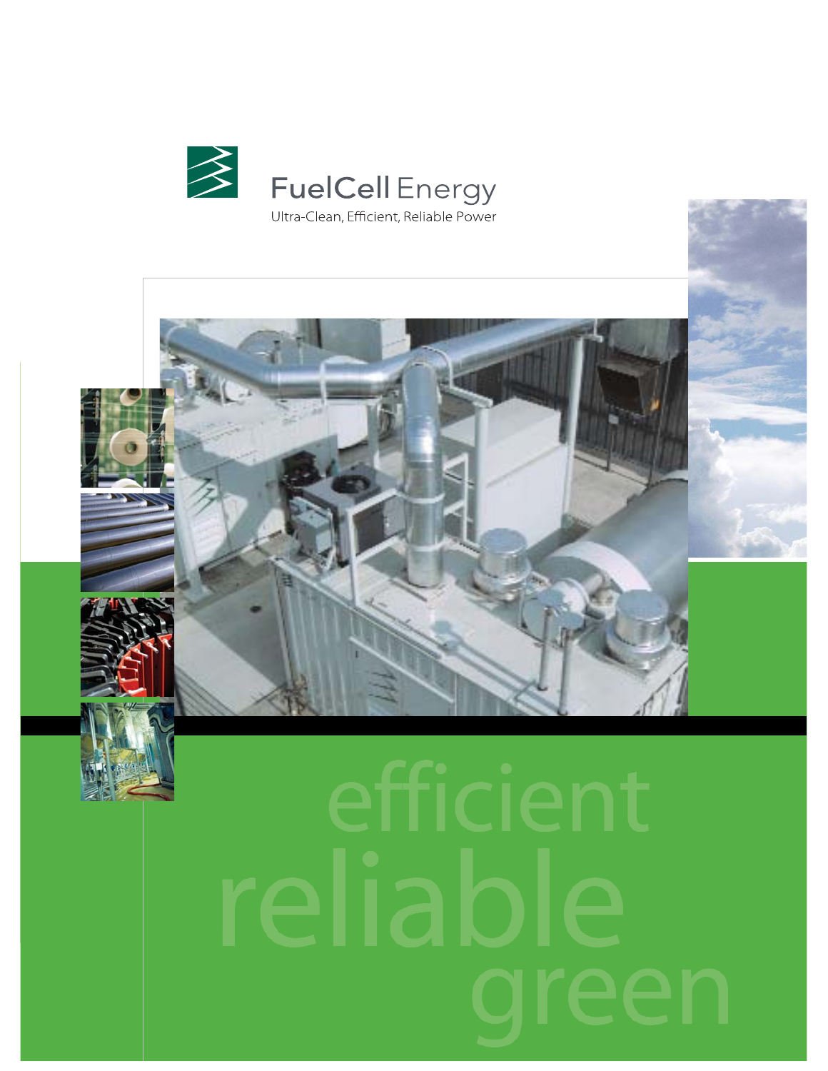# FuelCell Energy

Ultra-Clean, Efficient, Reliable Power

efficient

reliable

green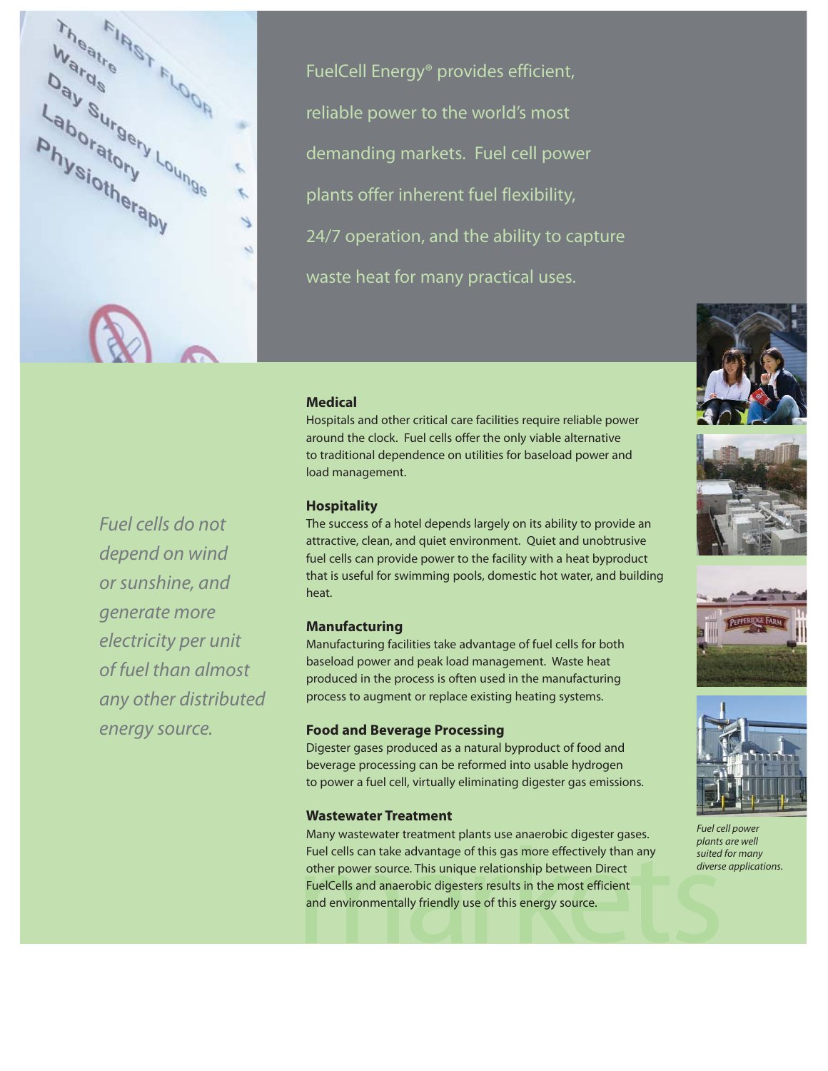FuelCell Energy® provides efficient, reliable power to the world's most demanding markets. Fuel cell power plants offer inherent fuel flexibility, 24/7 operation, and the ability to capture waste heat for many practical uses.

*Fuel cells do not depend on wind or sunshine, and generate more electricity per unit of fuel than almost any other distributed energy source.*

### Medical

Hospitals and other critical care facilities require reliable power around the clock. Fuel cells offer the only viable alternative to traditional dependence on utilities for baseload power and load management.

### Hospitality

The success of a hotel depends largely on its ability to provide an attractive, clean, and quiet environment. Quiet and unobtrusive fuel cells can provide power to the facility with a heat byproduct that is useful for swimming pools, domestic hot water, and building heat.

### Manufacturing

Manufacturing facilities take advantage of fuel cells for both baseload power and peak load management. Waste heat produced in the process is often used in the manufacturing process to augment or replace existing heating systems.

### Food and Beverage Processing

Digester gases produced as a natural byproduct of food and beverage processing can be reformed into usable hydrogen to power a fuel cell, virtually eliminating digester gas emissions.

### Wastewater Treatment

Many wastewater treatment plants use anaerobic digester gases. Fuel cells can take advantage of this gas more effectively than any other power source. This unique relationship between Direct FuelCells and anaerobic digesters results in the most efficient and environmentally friendly use of this energy source.

*Fuel cell power plants are well suited for many diverse applications.*

markets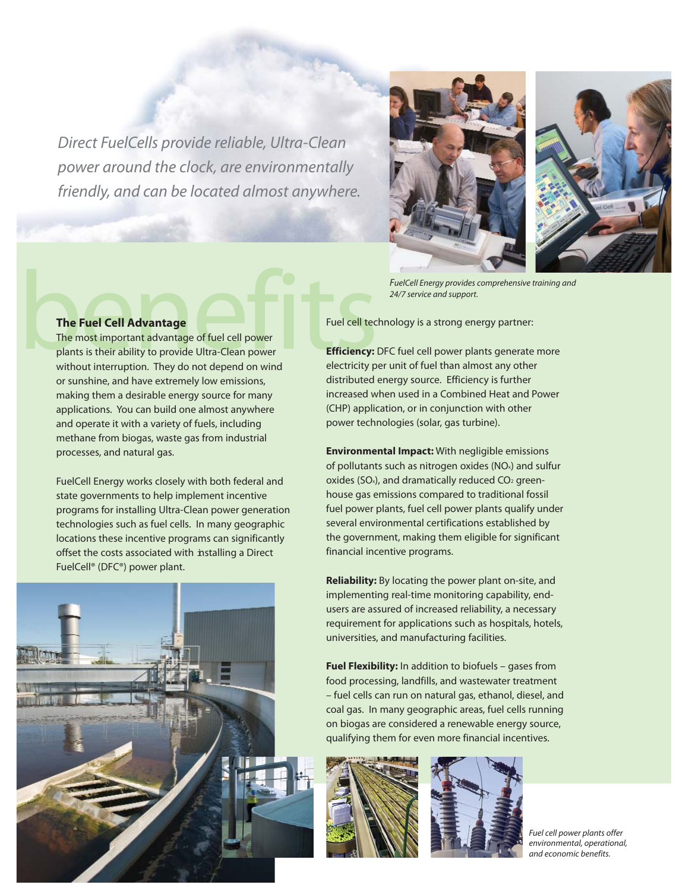*Direct FuelCells provide reliable, Ultra-Clean power around the clock, are environmentally friendly, and can be located almost anywhere.*

*FuelCell Energy provides comprehensive training and 24/7 service and support.*

# benefits

**The Fuel Cell Advantage**

The most important advantage of fuel cell power plants is their ability to provide Ultra-Clean power without interruption. They do not depend on wind or sunshine, and have extremely low emissions, making them a desirable energy source for many applications. You can build one almost anywhere and operate it with a variety of fuels, including methane from biogas, waste gas from industrial processes, and natural gas.

FuelCell Energy works closely with both federal and state governments to help implement incentive programs for installing Ultra-Clean power generation technologies such as fuel cells. In many geographic locations these incentive programs can significantly offset the costs associated with installing a Direct FuelCell® (DFC®) power plant.

Fuel cell technology is a strong energy partner:

**Efficiency:** DFC fuel cell power plants generate more electricity per unit of fuel than almost any other distributed energy source. Efficiency is further increased when used in a Combined Heat and Power (CHP) application, or in conjunction with other power technologies (solar, gas turbine).

**Environmental Impact:** With negligible emissions of pollutants such as nitrogen oxides ($NO_x$) and sulfur oxides ($SO_x$), and dramatically reduced $CO_2$ greenhouse gas emissions compared to traditional fossil fuel power plants, fuel cell power plants qualify under several environmental certifications established by the government, making them eligible for significant financial incentive programs.

**Reliability:** By locating the power plant on-site, and implementing real-time monitoring capability, end-users are assured of increased reliability, a necessary requirement for applications such as hospitals, hotels, universities, and manufacturing facilities.

**Fuel Flexibility:** In addition to biofuels – gases from food processing, landfills, and wastewater treatment – fuel cells can run on natural gas, ethanol, diesel, and coal gas. In many geographic areas, fuel cells running on biogas are considered a renewable energy source, qualifying them for even more financial incentives.

*Fuel cell power plants offer environmental, operational, and economic benefits.*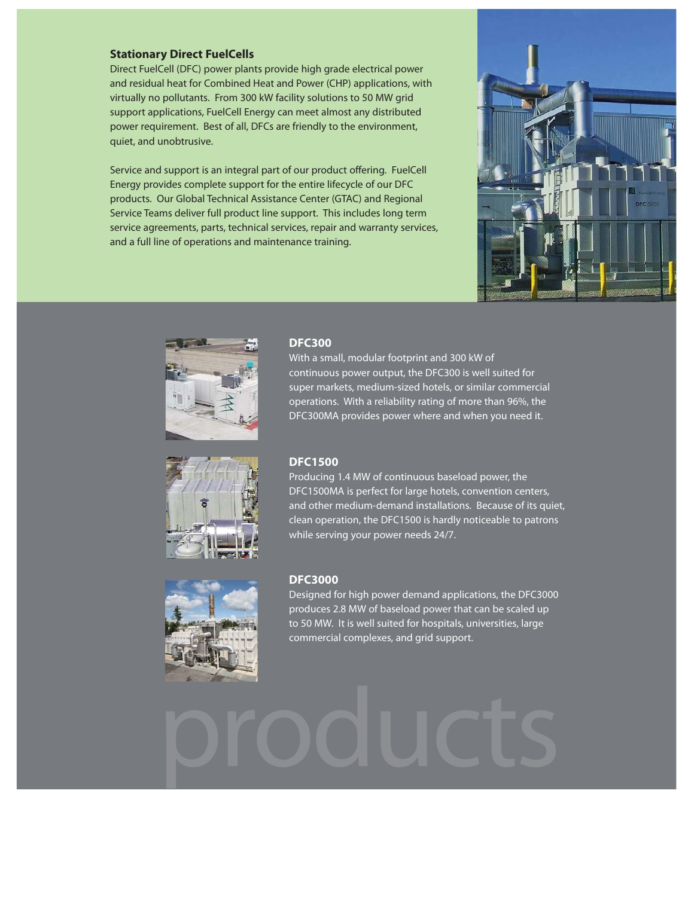## Stationary Direct FuelCells

Direct FuelCell (DFC) power plants provide high grade electrical power and residual heat for Combined Heat and Power (CHP) applications, with virtually no pollutants. From 300 kW facility solutions to 50 MW grid support applications, FuelCell Energy can meet almost any distributed power requirement. Best of all, DFCs are friendly to the environment, quiet, and unobtrusive.

Service and support is an integral part of our product offering. FuelCell Energy provides complete support for the entire lifecycle of our DFC products. Our Global Technical Assistance Center (GTAC) and Regional Service Teams deliver full product line support. This includes long term service agreements, parts, technical services, repair and warranty services, and a full line of operations and maintenance training.

### DFC300

With a small, modular footprint and 300 kW of continuous power output, the DFC300 is well suited for super markets, medium-sized hotels, or similar commercial operations. With a reliability rating of more than 96%, the DFC300MA provides power where and when you need it.

### DFC1500

Producing 1.4 MW of continuous baseload power, the DFC1500MA is perfect for large hotels, convention centers, and other medium-demand installations. Because of its quiet, clean operation, the DFC1500 is hardly noticeable to patrons while serving your power needs 24/7.

### DFC3000

Designed for high power demand applications, the DFC3000 produces 2.8 MW of baseload power that can be scaled up to 50 MW. It is well suited for hospitals, universities, large commercial complexes, and grid support.

products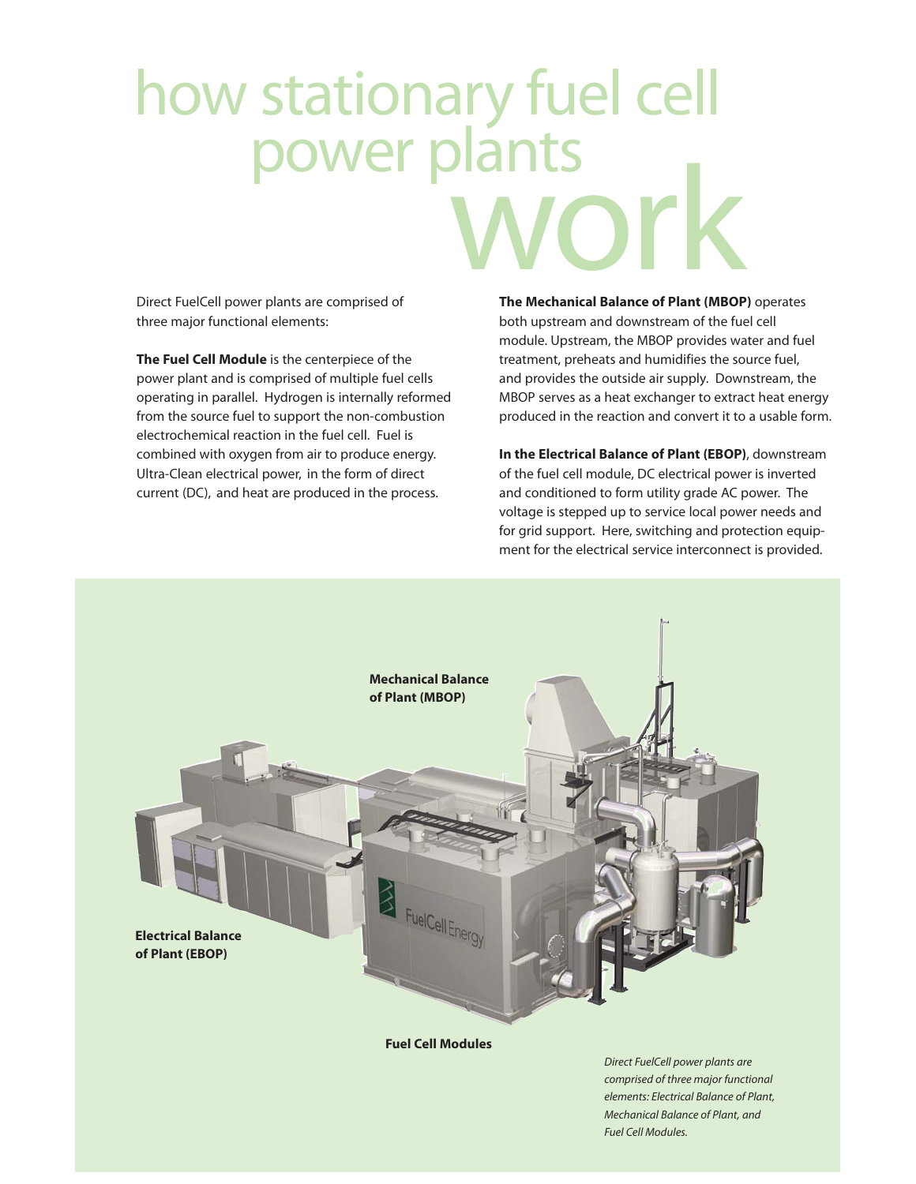# how stationary fuel cell power plants work

Direct FuelCell power plants are comprised of three major functional elements:

**The Fuel Cell Module** is the centerpiece of the power plant and is comprised of multiple fuel cells operating in parallel. Hydrogen is internally reformed from the source fuel to support the non-combustion electrochemical reaction in the fuel cell. Fuel is combined with oxygen from air to produce energy. Ultra-Clean electrical power, in the form of direct current (DC), and heat are produced in the process.

**The Mechanical Balance of Plant (MBOP)** operates both upstream and downstream of the fuel cell module. Upstream, the MBOP provides water and fuel treatment, preheats and humidifies the source fuel, and provides the outside air supply. Downstream, the MBOP serves as a heat exchanger to extract heat energy produced in the reaction and convert it to a usable form.

**In the Electrical Balance of Plant (EBOP)**, downstream of the fuel cell module, DC electrical power is inverted and conditioned to form utility grade AC power. The voltage is stepped up to service local power needs and for grid support. Here, switching and protection equipment for the electrical service interconnect is provided.

**Mechanical Balance of Plant (MBOP)**

**Electrical Balance of Plant (EBOP)**

**Fuel Cell Modules**

*Direct FuelCell power plants are comprised of three major functional elements: Electrical Balance of Plant, Mechanical Balance of Plant, and Fuel Cell Modules.*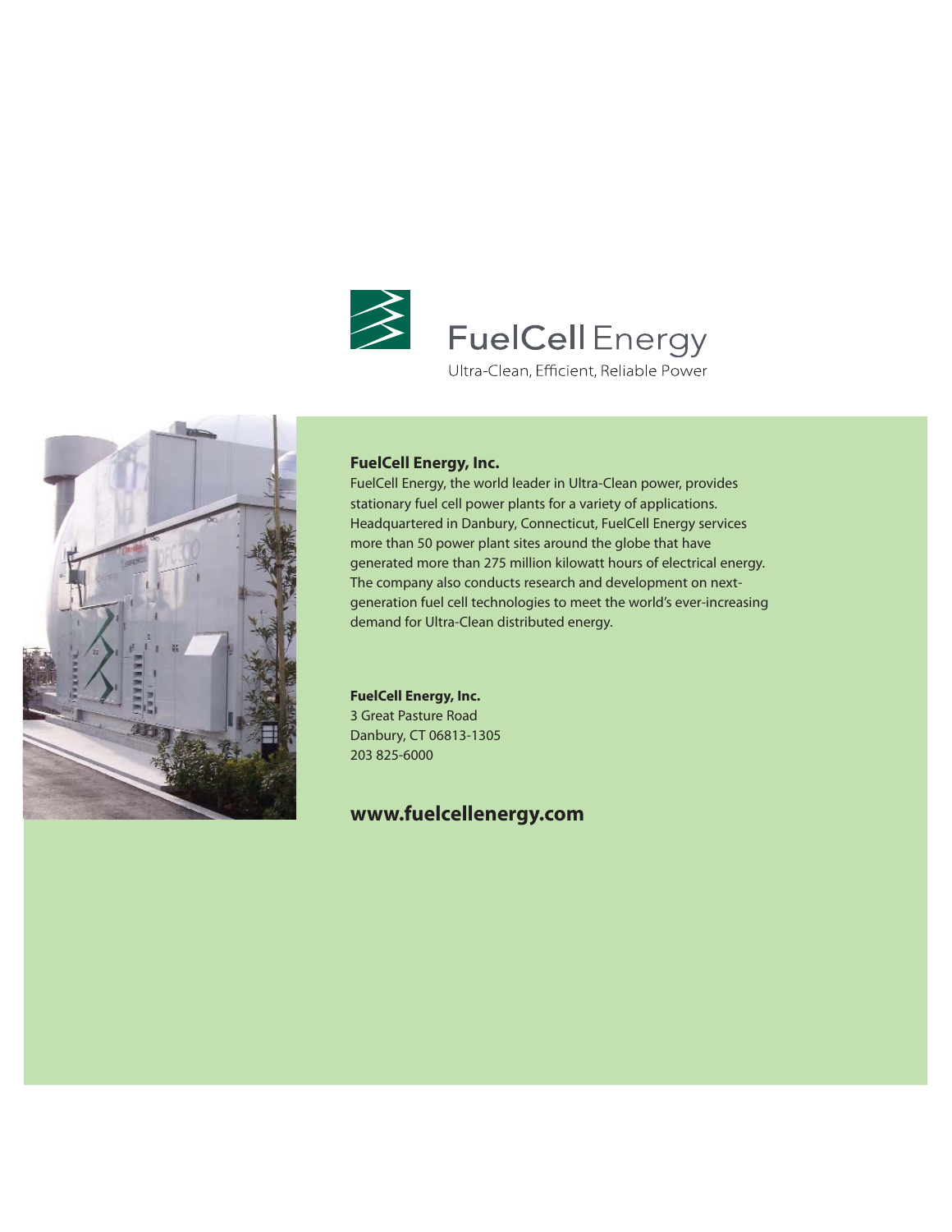FuelCell Energy

Ultra-Clean, Efficient, Reliable Power

**FuelCell Energy, Inc.**

FuelCell Energy, the world leader in Ultra-Clean power, provides stationary fuel cell power plants for a variety of applications. Headquartered in Danbury, Connecticut, FuelCell Energy services more than 50 power plant sites around the globe that have generated more than 275 million kilowatt hours of electrical energy. The company also conducts research and development on next-generation fuel cell technologies to meet the world's ever-increasing demand for Ultra-Clean distributed energy.

**FuelCell Energy, Inc.**
3 Great Pasture Road
Danbury, CT 06813-1305
203 825-6000

**www.fuelcellenergy.com**